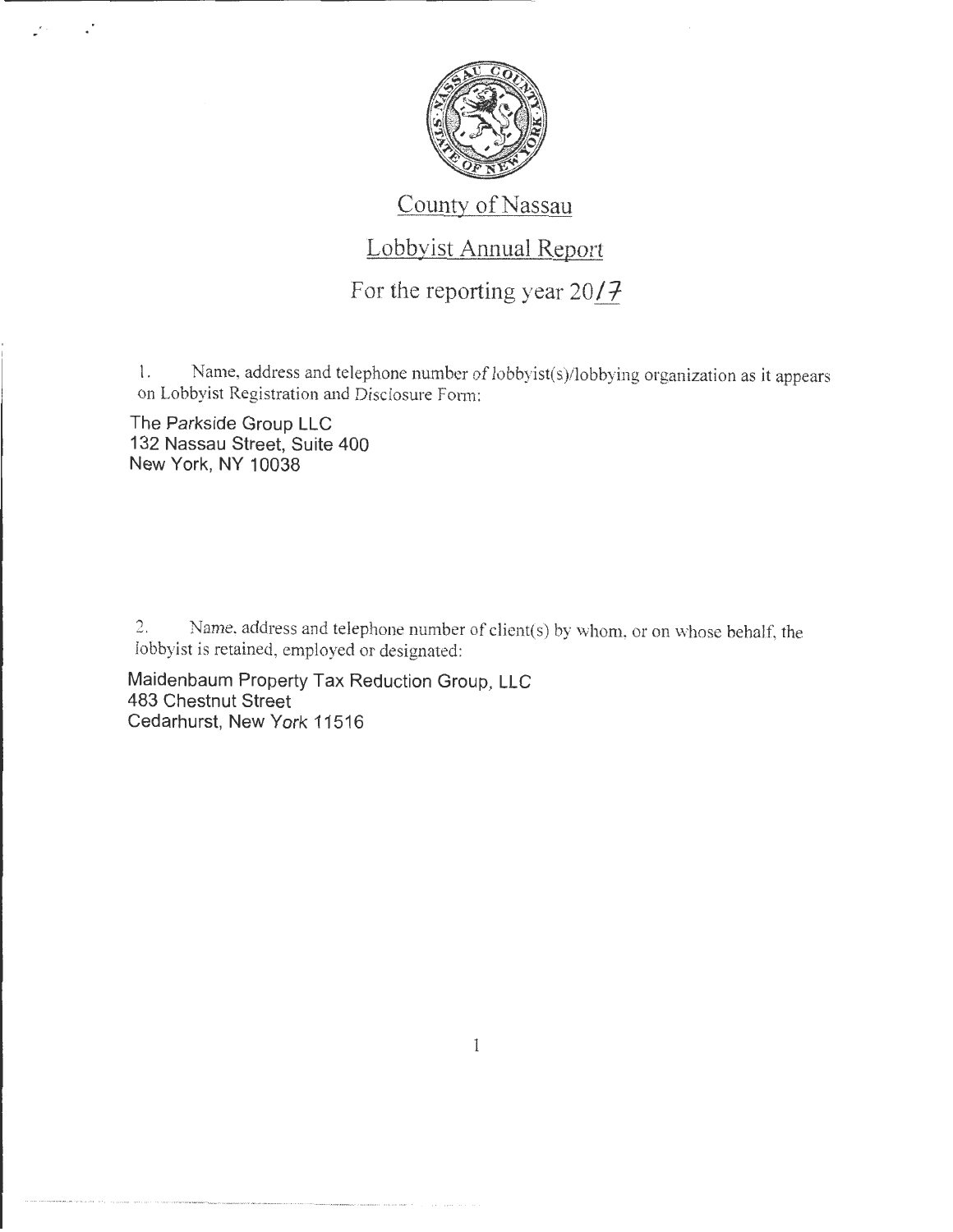# County of Nassau

## Lobbyist Annual Report

### For the reporting year 2017

1. Name, address and telephone number of lobbyist(s)/lobbying organization as it appears on Lobbyist Registration and Disclosure Form:

The Parkside Group LLC
132 Nassau Street, Suite 400
New York, NY 10038

2. Name, address and telephone number of client(s) by whom, or on whose behalf, the lobbyist is retained, employed or designated:

Maidenbaum Property Tax Reduction Group, LLC
483 Chestnut Street
Cedarhurst, New York 11516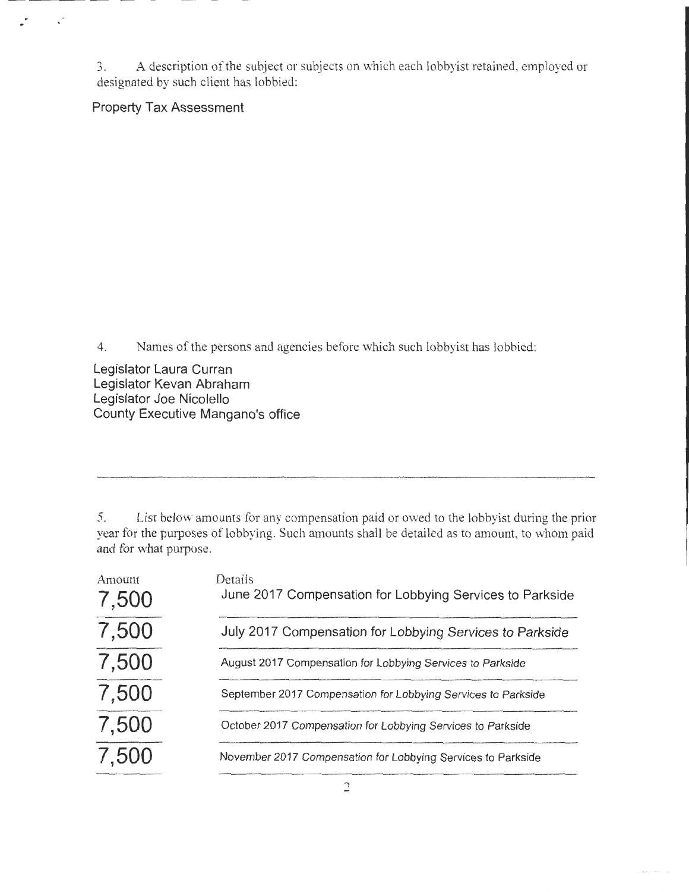3. A description of the subject or subjects on which each lobbyist retained, employed or designated by such client has lobbied:

Property Tax Assessment

4. Names of the persons and agencies before which such lobbyist has lobbied:

Legislator Laura Curran
Legislator Kevan Abraham
Legislator Joe Nicolello
County Executive Mangano's office

5. List below amounts for any compensation paid or owed to the lobbyist during the prior year for the purposes of lobbying. Such amounts shall be detailed as to amount, to whom paid and for what purpose.

| Amount | Details |
|---|---|
| 7,500 | June 2017 Compensation for Lobbying Services to Parkside |
| 7,500 | July 2017 Compensation for Lobbying Services to Parkside |
| 7,500 | August 2017 Compensation for Lobbying Services to Parkside |
| 7,500 | September 2017 Compensation for Lobbying Services to Parkside |
| 7,500 | October 2017 Compensation for Lobbying Services to Parkside |
| 7,500 | November 2017 Compensation for Lobbying Services to Parkside |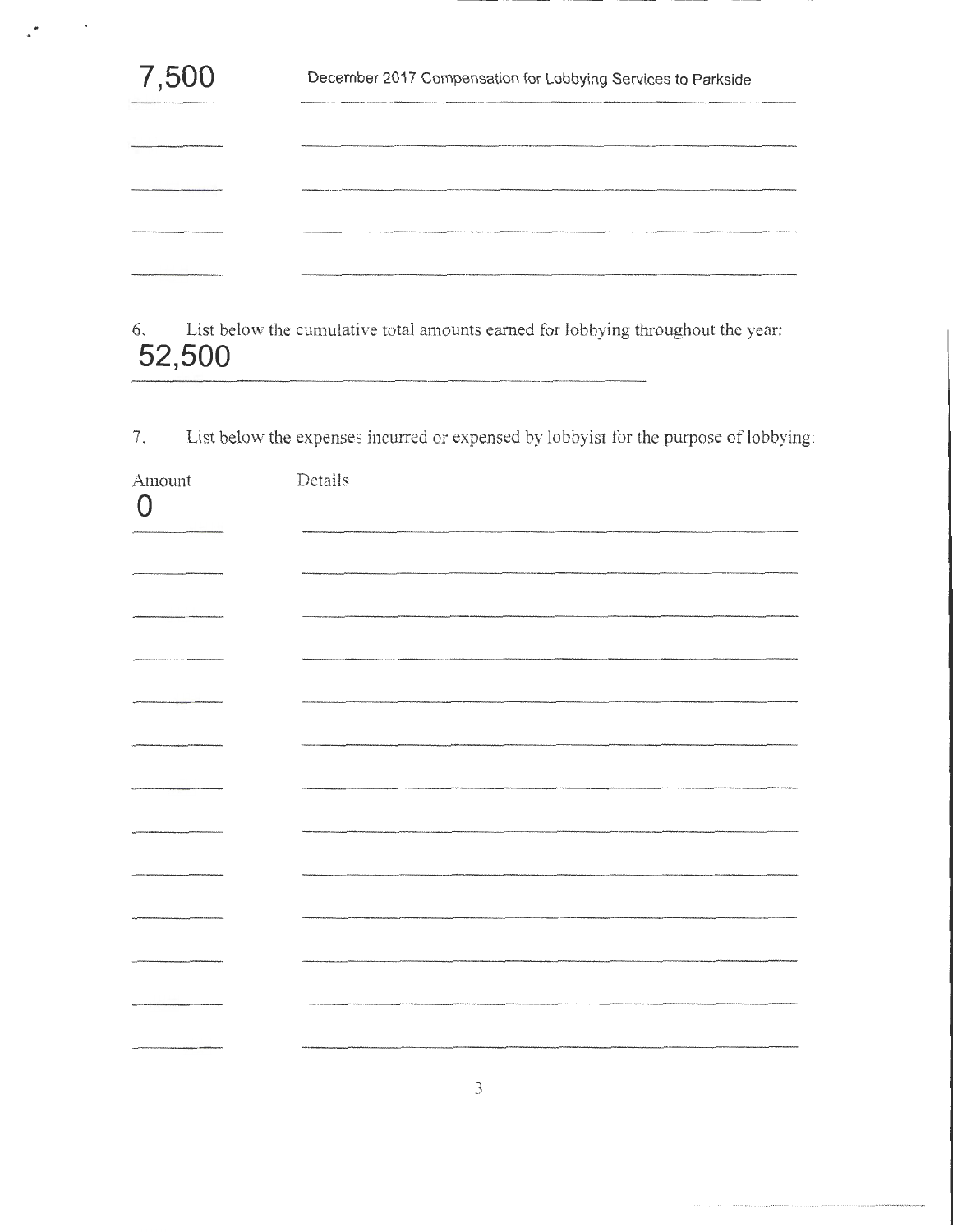| Amount | Details |
| --- | --- |
| 7,500 | December 2017 Compensation for Lobbying Services to Parkside |

6. List below the cumulative total amounts earned for lobbying throughout the year:

52,500

7. List below the expenses incurred or expensed by lobbyist for the purpose of lobbying:

| Amount | Details |
| --- | --- |
| 0 | |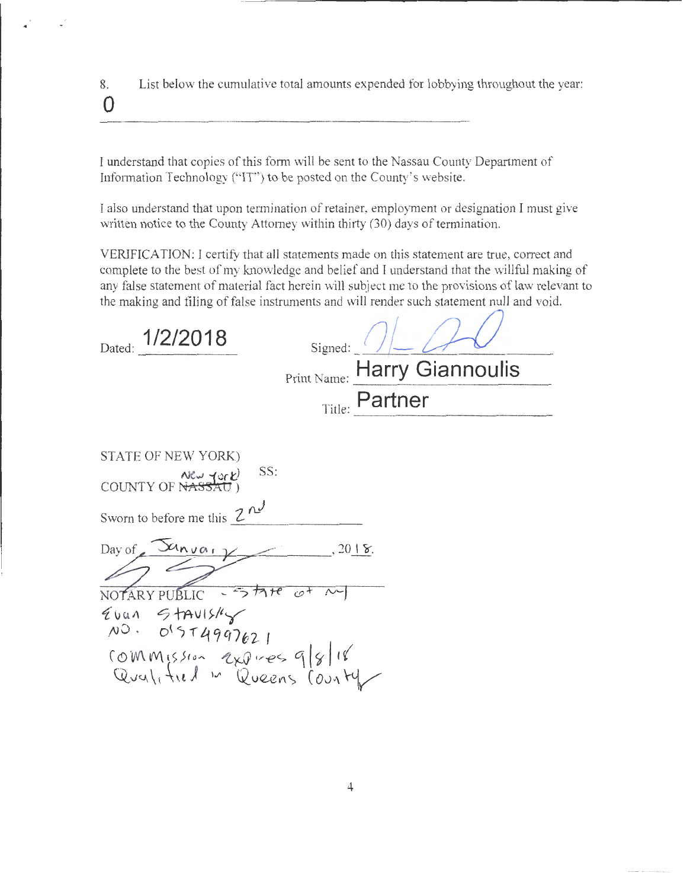8. List below the cumulative total amounts expended for lobbying throughout the year:

0

I understand that copies of this form will be sent to the Nassau County Department of Information Technology ("IT") to be posted on the County's website.

I also understand that upon termination of retainer, employment or designation I must give written notice to the County Attorney within thirty (30) days of termination.

VERIFICATION: I certify that all statements made on this statement are true, correct and complete to the best of my knowledge and belief and I understand that the willful making of any false statement of material fact herein will subject me to the provisions of law relevant to the making and filing of false instruments and will render such statement null and void.

Dated: 1/2/2018

Signed: [signature]

Print Name: Harry Giannoulis

Title: Partner

STATE OF NEW YORK)
) SS:
COUNTY OF ~~NASSAU~~ New York)

Sworn to before me this 2nd

Day of January, 2018.

[signature]

NOTARY PUBLIC - State of NY
Evan Stavisky
NO. 01ST4997621
Commission expires 9/8/18
Qualified in Queens County